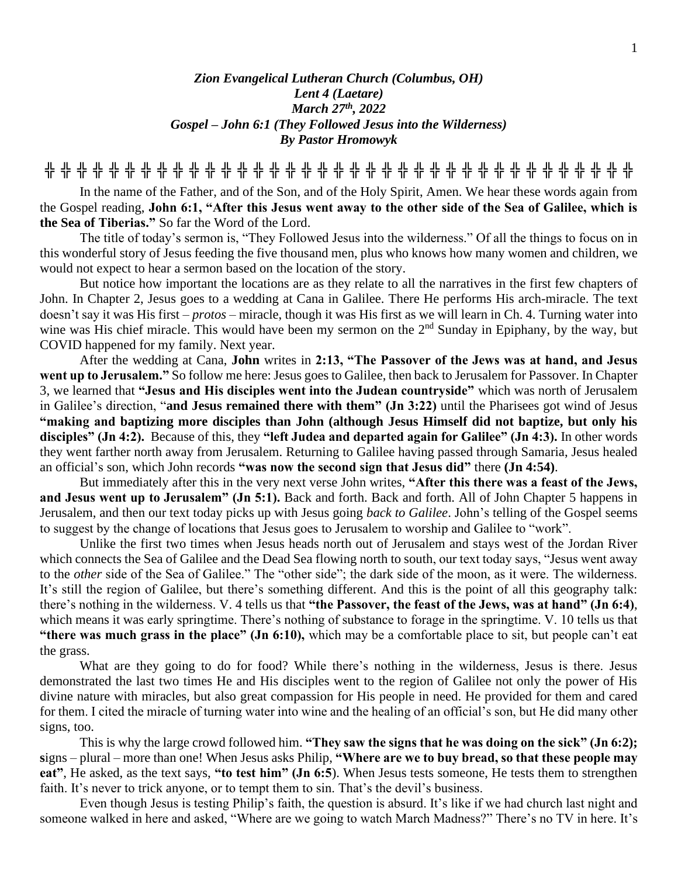***Zion Evangelical Lutheran Church (Columbus, OH)***
***Lent 4 (Laetare)***
***March 27th, 2022***
***Gospel – John 6:1 (They Followed Jesus into the Wilderness)***
***By Pastor Hromowyk***

╬ ╬ ╬ ╬ ╬ ╬ ╬ ╬ ╬ ╬ ╬ ╬ ╬ ╬ ╬ ╬ ╬ ╬ ╬ ╬ ╬ ╬ ╬ ╬ ╬ ╬ ╬ ╬ ╬ ╬ ╬ ╬ ╬ ╬ ╬ ╬ ╬ ╬ ╬

In the name of the Father, and of the Son, and of the Holy Spirit, Amen. We hear these words again from the Gospel reading, **John 6:1, "After this Jesus went away to the other side of the Sea of Galilee, which is the Sea of Tiberias."** So far the Word of the Lord.

The title of today's sermon is, "They Followed Jesus into the wilderness." Of all the things to focus on in this wonderful story of Jesus feeding the five thousand men, plus who knows how many women and children, we would not expect to hear a sermon based on the location of the story.

But notice how important the locations are as they relate to all the narratives in the first few chapters of John. In Chapter 2, Jesus goes to a wedding at Cana in Galilee. There He performs His arch-miracle. The text doesn't say it was His first – *protos* – miracle, though it was His first as we will learn in Ch. 4. Turning water into wine was His chief miracle. This would have been my sermon on the 2nd Sunday in Epiphany, by the way, but COVID happened for my family. Next year.

After the wedding at Cana, **John** writes in **2:13, "The Passover of the Jews was at hand, and Jesus went up to Jerusalem."** So follow me here: Jesus goes to Galilee, then back to Jerusalem for Passover. In Chapter 3, we learned that **"Jesus and His disciples went into the Judean countryside"** which was north of Jerusalem in Galilee's direction, "**and Jesus remained there with them" (Jn 3:22)** until the Pharisees got wind of Jesus **"making and baptizing more disciples than John (although Jesus Himself did not baptize, but only his disciples" (Jn 4:2).** Because of this, they **"left Judea and departed again for Galilee" (Jn 4:3).** In other words they went farther north away from Jerusalem. Returning to Galilee having passed through Samaria, Jesus healed an official's son, which John records **"was now the second sign that Jesus did"** there **(Jn 4:54)**.

But immediately after this in the very next verse John writes, **"After this there was a feast of the Jews, and Jesus went up to Jerusalem" (Jn 5:1).** Back and forth. Back and forth. All of John Chapter 5 happens in Jerusalem, and then our text today picks up with Jesus going *back to Galilee*. John's telling of the Gospel seems to suggest by the change of locations that Jesus goes to Jerusalem to worship and Galilee to "work".

Unlike the first two times when Jesus heads north out of Jerusalem and stays west of the Jordan River which connects the Sea of Galilee and the Dead Sea flowing north to south, our text today says, "Jesus went away to the *other* side of the Sea of Galilee." The "other side"; the dark side of the moon, as it were. The wilderness. It's still the region of Galilee, but there's something different. And this is the point of all this geography talk: there's nothing in the wilderness. V. 4 tells us that **"the Passover, the feast of the Jews, was at hand" (Jn 6:4)**, which means it was early springtime. There's nothing of substance to forage in the springtime. V. 10 tells us that **"there was much grass in the place" (Jn 6:10),** which may be a comfortable place to sit, but people can't eat the grass.

What are they going to do for food? While there's nothing in the wilderness, Jesus is there. Jesus demonstrated the last two times He and His disciples went to the region of Galilee not only the power of His divine nature with miracles, but also great compassion for His people in need. He provided for them and cared for them. I cited the miracle of turning water into wine and the healing of an official's son, but He did many other signs, too.

This is why the large crowd followed him. **"They saw the signs that he was doing on the sick" (Jn 6:2); s**igns – plural – more than one! When Jesus asks Philip, **"Where are we to buy bread, so that these people may eat"**, He asked, as the text says, **"to test him" (Jn 6:5**). When Jesus tests someone, He tests them to strengthen faith. It's never to trick anyone, or to tempt them to sin. That's the devil's business.

Even though Jesus is testing Philip's faith, the question is absurd. It's like if we had church last night and someone walked in here and asked, "Where are we going to watch March Madness?" There's no TV in here. It's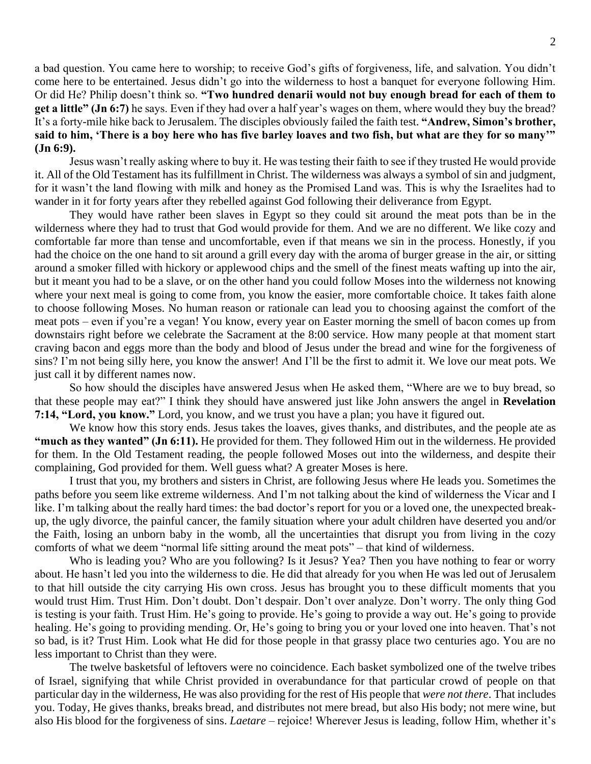a bad question. You came here to worship; to receive God's gifts of forgiveness, life, and salvation. You didn't come here to be entertained. Jesus didn't go into the wilderness to host a banquet for everyone following Him. Or did He? Philip doesn't think so. **"Two hundred denarii would not buy enough bread for each of them to get a little" (Jn 6:7)** he says. Even if they had over a half year's wages on them, where would they buy the bread? It's a forty-mile hike back to Jerusalem. The disciples obviously failed the faith test. **"Andrew, Simon's brother, said to him, 'There is a boy here who has five barley loaves and two fish, but what are they for so many'" (Jn 6:9).**

Jesus wasn't really asking where to buy it. He was testing their faith to see if they trusted He would provide it. All of the Old Testament has its fulfillment in Christ. The wilderness was always a symbol of sin and judgment, for it wasn't the land flowing with milk and honey as the Promised Land was. This is why the Israelites had to wander in it for forty years after they rebelled against God following their deliverance from Egypt.

They would have rather been slaves in Egypt so they could sit around the meat pots than be in the wilderness where they had to trust that God would provide for them. And we are no different. We like cozy and comfortable far more than tense and uncomfortable, even if that means we sin in the process. Honestly, if you had the choice on the one hand to sit around a grill every day with the aroma of burger grease in the air, or sitting around a smoker filled with hickory or applewood chips and the smell of the finest meats wafting up into the air, but it meant you had to be a slave, or on the other hand you could follow Moses into the wilderness not knowing where your next meal is going to come from, you know the easier, more comfortable choice. It takes faith alone to choose following Moses. No human reason or rationale can lead you to choosing against the comfort of the meat pots – even if you're a vegan! You know, every year on Easter morning the smell of bacon comes up from downstairs right before we celebrate the Sacrament at the 8:00 service. How many people at that moment start craving bacon and eggs more than the body and blood of Jesus under the bread and wine for the forgiveness of sins? I'm not being silly here, you know the answer! And I'll be the first to admit it. We love our meat pots. We just call it by different names now.

So how should the disciples have answered Jesus when He asked them, "Where are we to buy bread, so that these people may eat?" I think they should have answered just like John answers the angel in **Revelation 7:14, "Lord, you know."** Lord, you know, and we trust you have a plan; you have it figured out.

We know how this story ends. Jesus takes the loaves, gives thanks, and distributes, and the people ate as **"much as they wanted" (Jn 6:11).** He provided for them. They followed Him out in the wilderness. He provided for them. In the Old Testament reading, the people followed Moses out into the wilderness, and despite their complaining, God provided for them. Well guess what? A greater Moses is here.

I trust that you, my brothers and sisters in Christ, are following Jesus where He leads you. Sometimes the paths before you seem like extreme wilderness. And I'm not talking about the kind of wilderness the Vicar and I like. I'm talking about the really hard times: the bad doctor's report for you or a loved one, the unexpected break-up, the ugly divorce, the painful cancer, the family situation where your adult children have deserted you and/or the Faith, losing an unborn baby in the womb, all the uncertainties that disrupt you from living in the cozy comforts of what we deem "normal life sitting around the meat pots" – that kind of wilderness.

Who is leading you? Who are you following? Is it Jesus? Yea? Then you have nothing to fear or worry about. He hasn't led you into the wilderness to die. He did that already for you when He was led out of Jerusalem to that hill outside the city carrying His own cross. Jesus has brought you to these difficult moments that you would trust Him. Trust Him. Don't doubt. Don't despair. Don't over analyze. Don't worry. The only thing God is testing is your faith. Trust Him. He's going to provide. He's going to provide a way out. He's going to provide healing. He's going to providing mending. Or, He's going to bring you or your loved one into heaven. That's not so bad, is it? Trust Him. Look what He did for those people in that grassy place two centuries ago. You are no less important to Christ than they were.

The twelve basketsful of leftovers were no coincidence. Each basket symbolized one of the twelve tribes of Israel, signifying that while Christ provided in overabundance for that particular crowd of people on that particular day in the wilderness, He was also providing for the rest of His people that *were not there*. That includes you. Today, He gives thanks, breaks bread, and distributes not mere bread, but also His body; not mere wine, but also His blood for the forgiveness of sins. *Laetare* – rejoice! Wherever Jesus is leading, follow Him, whether it's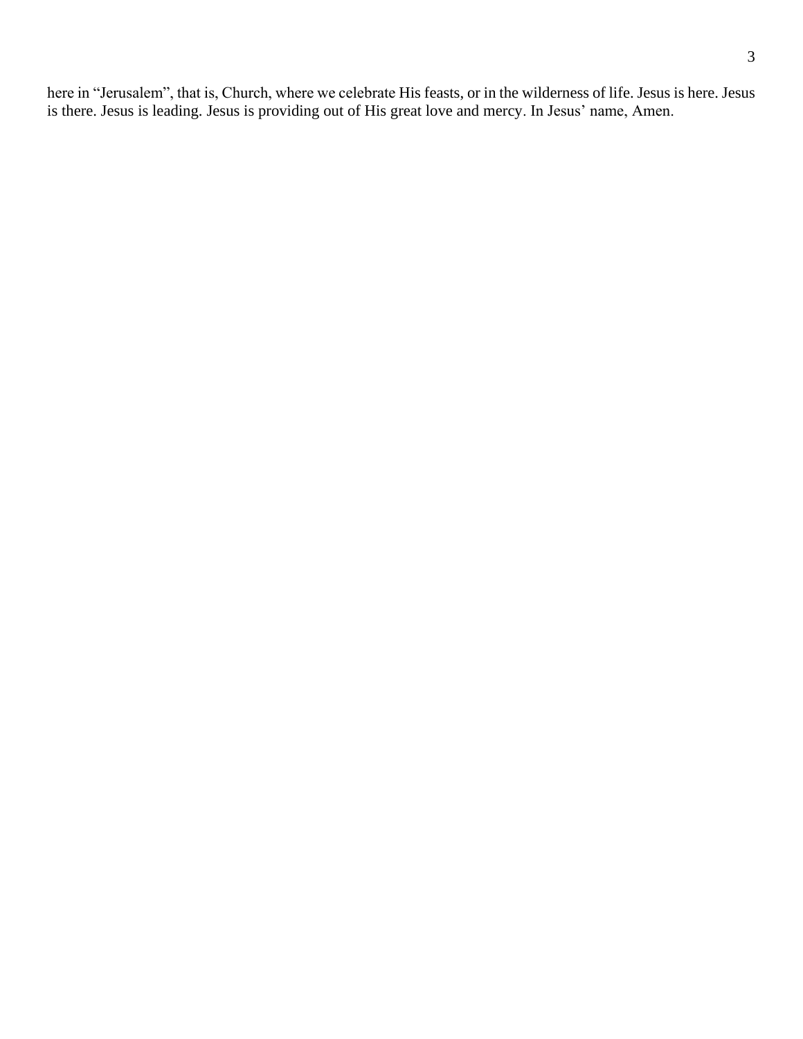here in "Jerusalem", that is, Church, where we celebrate His feasts, or in the wilderness of life. Jesus is here. Jesus is there. Jesus is leading. Jesus is providing out of His great love and mercy. In Jesus' name, Amen.